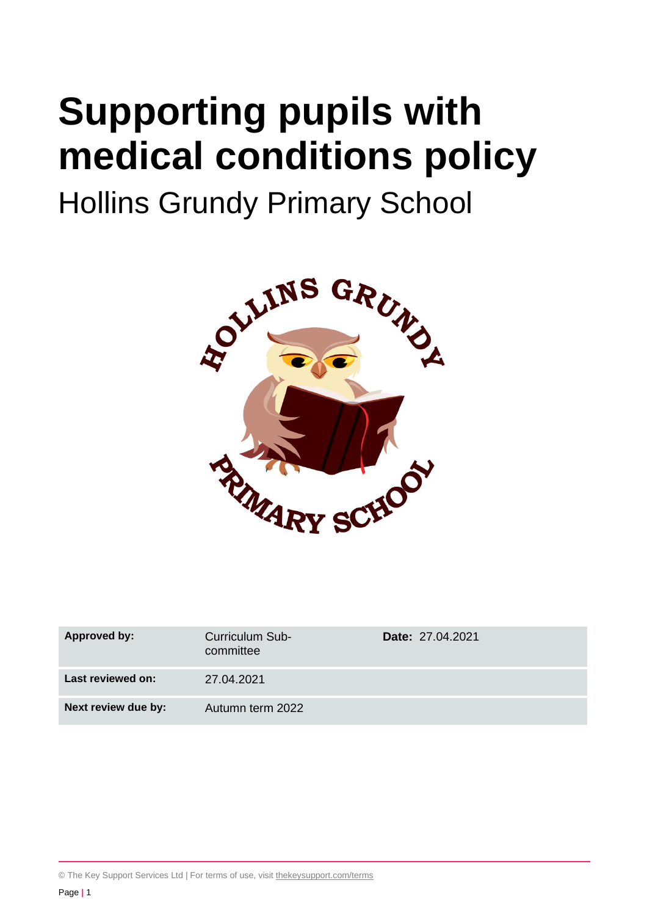# Supporting pupils with medical conditions policy

Hollins Grundy Primary School

| | | |
|---|---|---|
| **Approved by:** | Curriculum Sub-committee | **Date:** 27.04.2021 |
| **Last reviewed on:** | 27.04.2021 | |
| **Next review due by:** | Autumn term 2022 | |

© The Key Support Services Ltd | For terms of use, visit thekeysupport.com/terms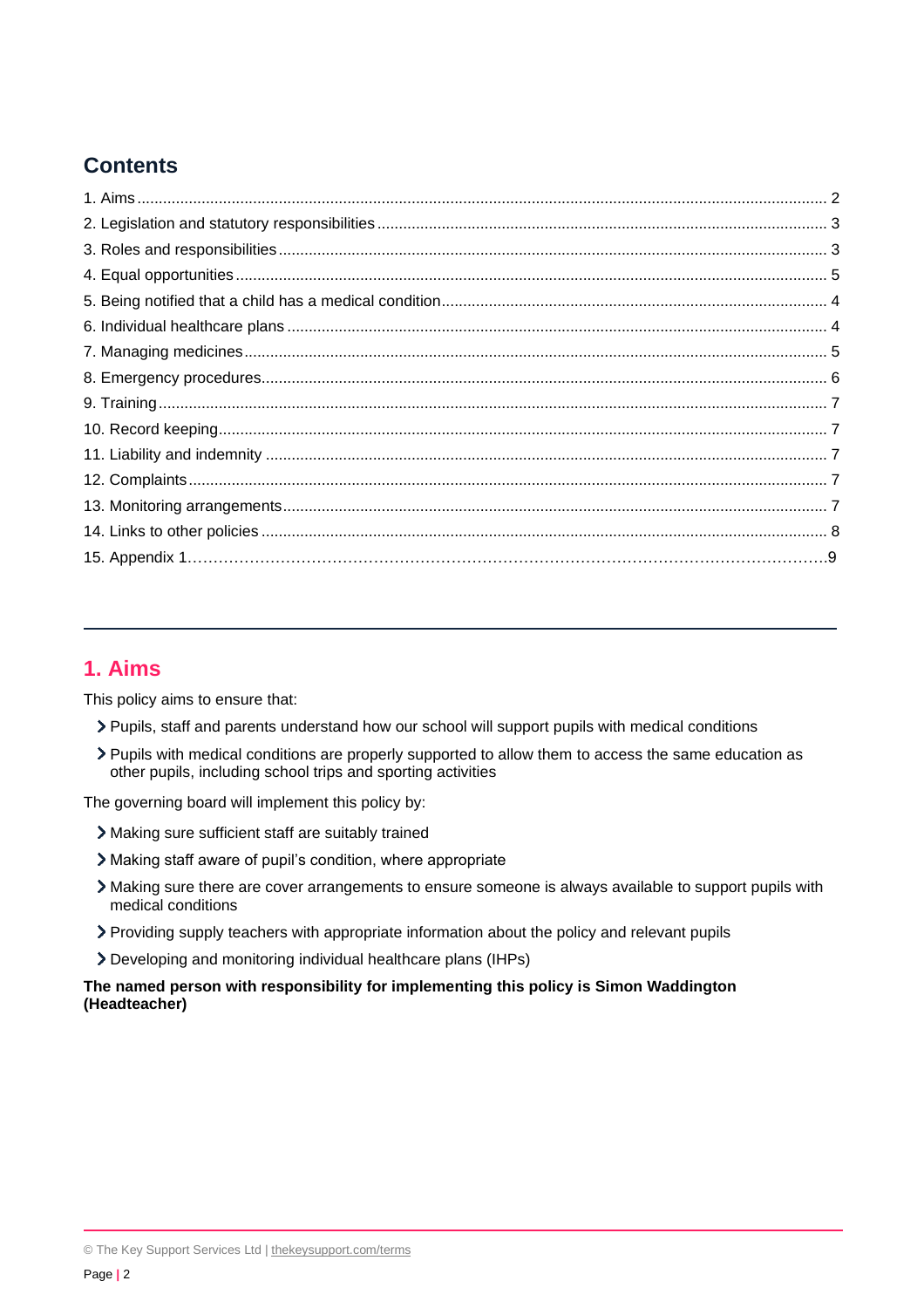## Contents

1. Aims .......... 2
2. Legislation and statutory responsibilities .......... 3
3. Roles and responsibilities .......... 3
4. Equal opportunities .......... 5
5. Being notified that a child has a medical condition .......... 4
6. Individual healthcare plans .......... 4
7. Managing medicines .......... 5
8. Emergency procedures .......... 6
9. Training .......... 7
10. Record keeping .......... 7
11. Liability and indemnity .......... 7
12. Complaints .......... 7
13. Monitoring arrangements .......... 7
14. Links to other policies .......... 8
15. Appendix 1 .......... 9

---

## 1. Aims

This policy aims to ensure that:

- Pupils, staff and parents understand how our school will support pupils with medical conditions
- Pupils with medical conditions are properly supported to allow them to access the same education as other pupils, including school trips and sporting activities

The governing board will implement this policy by:

- Making sure sufficient staff are suitably trained
- Making staff aware of pupil's condition, where appropriate
- Making sure there are cover arrangements to ensure someone is always available to support pupils with medical conditions
- Providing supply teachers with appropriate information about the policy and relevant pupils
- Developing and monitoring individual healthcare plans (IHPs)

**The named person with responsibility for implementing this policy is Simon Waddington (Headteacher)**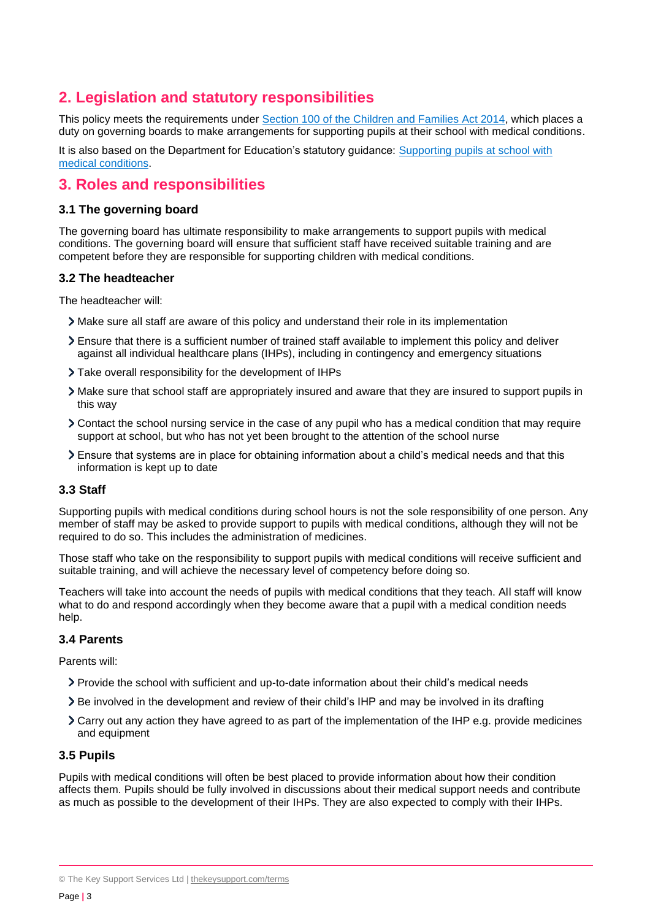## 2. Legislation and statutory responsibilities

This policy meets the requirements under [Section 100 of the Children and Families Act 2014](), which places a duty on governing boards to make arrangements for supporting pupils at their school with medical conditions.

It is also based on the Department for Education's statutory guidance: [Supporting pupils at school with medical conditions]().

## 3. Roles and responsibilities

### 3.1 The governing board

The governing board has ultimate responsibility to make arrangements to support pupils with medical conditions. The governing board will ensure that sufficient staff have received suitable training and are competent before they are responsible for supporting children with medical conditions.

### 3.2 The headteacher

The headteacher will:

- Make sure all staff are aware of this policy and understand their role in its implementation
- Ensure that there is a sufficient number of trained staff available to implement this policy and deliver against all individual healthcare plans (IHPs), including in contingency and emergency situations
- Take overall responsibility for the development of IHPs
- Make sure that school staff are appropriately insured and aware that they are insured to support pupils in this way
- Contact the school nursing service in the case of any pupil who has a medical condition that may require support at school, but who has not yet been brought to the attention of the school nurse
- Ensure that systems are in place for obtaining information about a child's medical needs and that this information is kept up to date

### 3.3 Staff

Supporting pupils with medical conditions during school hours is not the sole responsibility of one person. Any member of staff may be asked to provide support to pupils with medical conditions, although they will not be required to do so. This includes the administration of medicines.

Those staff who take on the responsibility to support pupils with medical conditions will receive sufficient and suitable training, and will achieve the necessary level of competency before doing so.

Teachers will take into account the needs of pupils with medical conditions that they teach. All staff will know what to do and respond accordingly when they become aware that a pupil with a medical condition needs help.

### 3.4 Parents

Parents will:

- Provide the school with sufficient and up-to-date information about their child's medical needs
- Be involved in the development and review of their child's IHP and may be involved in its drafting
- Carry out any action they have agreed to as part of the implementation of the IHP e.g. provide medicines and equipment

### 3.5 Pupils

Pupils with medical conditions will often be best placed to provide information about how their condition affects them. Pupils should be fully involved in discussions about their medical support needs and contribute as much as possible to the development of their IHPs. They are also expected to comply with their IHPs.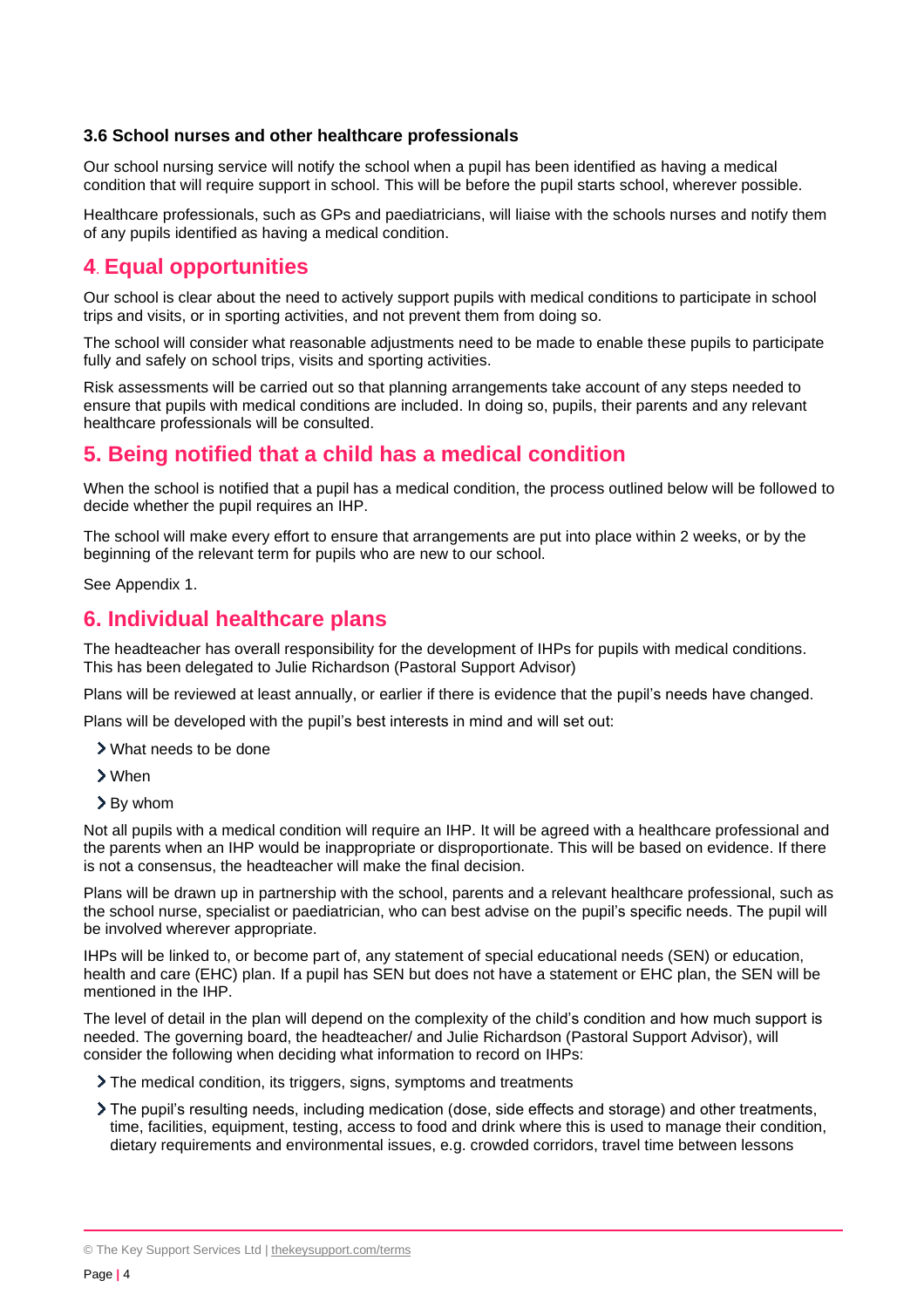### 3.6 School nurses and other healthcare professionals

Our school nursing service will notify the school when a pupil has been identified as having a medical condition that will require support in school. This will be before the pupil starts school, wherever possible.

Healthcare professionals, such as GPs and paediatricians, will liaise with the schools nurses and notify them of any pupils identified as having a medical condition.

## 4. Equal opportunities

Our school is clear about the need to actively support pupils with medical conditions to participate in school trips and visits, or in sporting activities, and not prevent them from doing so.

The school will consider what reasonable adjustments need to be made to enable these pupils to participate fully and safely on school trips, visits and sporting activities.

Risk assessments will be carried out so that planning arrangements take account of any steps needed to ensure that pupils with medical conditions are included. In doing so, pupils, their parents and any relevant healthcare professionals will be consulted.

## 5. Being notified that a child has a medical condition

When the school is notified that a pupil has a medical condition, the process outlined below will be followed to decide whether the pupil requires an IHP.

The school will make every effort to ensure that arrangements are put into place within 2 weeks, or by the beginning of the relevant term for pupils who are new to our school.

See Appendix 1.

## 6. Individual healthcare plans

The headteacher has overall responsibility for the development of IHPs for pupils with medical conditions. This has been delegated to Julie Richardson (Pastoral Support Advisor)

Plans will be reviewed at least annually, or earlier if there is evidence that the pupil's needs have changed.

Plans will be developed with the pupil's best interests in mind and will set out:

- What needs to be done
- When
- By whom

Not all pupils with a medical condition will require an IHP. It will be agreed with a healthcare professional and the parents when an IHP would be inappropriate or disproportionate. This will be based on evidence. If there is not a consensus, the headteacher will make the final decision.

Plans will be drawn up in partnership with the school, parents and a relevant healthcare professional, such as the school nurse, specialist or paediatrician, who can best advise on the pupil's specific needs. The pupil will be involved wherever appropriate.

IHPs will be linked to, or become part of, any statement of special educational needs (SEN) or education, health and care (EHC) plan. If a pupil has SEN but does not have a statement or EHC plan, the SEN will be mentioned in the IHP.

The level of detail in the plan will depend on the complexity of the child's condition and how much support is needed. The governing board, the headteacher/ and Julie Richardson (Pastoral Support Advisor), will consider the following when deciding what information to record on IHPs:

- The medical condition, its triggers, signs, symptoms and treatments
- The pupil's resulting needs, including medication (dose, side effects and storage) and other treatments, time, facilities, equipment, testing, access to food and drink where this is used to manage their condition, dietary requirements and environmental issues, e.g. crowded corridors, travel time between lessons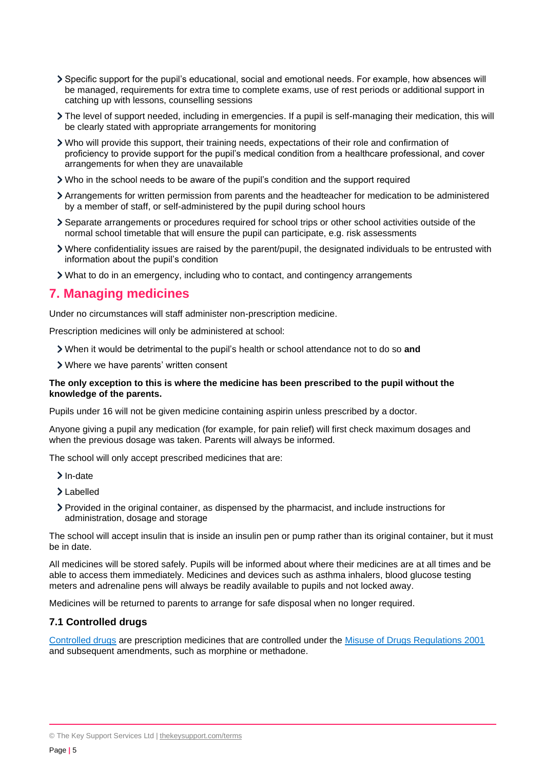- Specific support for the pupil's educational, social and emotional needs. For example, how absences will be managed, requirements for extra time to complete exams, use of rest periods or additional support in catching up with lessons, counselling sessions
- The level of support needed, including in emergencies. If a pupil is self-managing their medication, this will be clearly stated with appropriate arrangements for monitoring
- Who will provide this support, their training needs, expectations of their role and confirmation of proficiency to provide support for the pupil's medical condition from a healthcare professional, and cover arrangements for when they are unavailable
- Who in the school needs to be aware of the pupil's condition and the support required
- Arrangements for written permission from parents and the headteacher for medication to be administered by a member of staff, or self-administered by the pupil during school hours
- Separate arrangements or procedures required for school trips or other school activities outside of the normal school timetable that will ensure the pupil can participate, e.g. risk assessments
- Where confidentiality issues are raised by the parent/pupil, the designated individuals to be entrusted with information about the pupil's condition
- What to do in an emergency, including who to contact, and contingency arrangements

## 7. Managing medicines

Under no circumstances will staff administer non-prescription medicine.

Prescription medicines will only be administered at school:

- When it would be detrimental to the pupil's health or school attendance not to do so **and**
- Where we have parents' written consent

**The only exception to this is where the medicine has been prescribed to the pupil without the knowledge of the parents.**

Pupils under 16 will not be given medicine containing aspirin unless prescribed by a doctor.

Anyone giving a pupil any medication (for example, for pain relief) will first check maximum dosages and when the previous dosage was taken. Parents will always be informed.

The school will only accept prescribed medicines that are:

- In-date
- Labelled
- Provided in the original container, as dispensed by the pharmacist, and include instructions for administration, dosage and storage

The school will accept insulin that is inside an insulin pen or pump rather than its original container, but it must be in date.

All medicines will be stored safely. Pupils will be informed about where their medicines are at all times and be able to access them immediately. Medicines and devices such as asthma inhalers, blood glucose testing meters and adrenaline pens will always be readily available to pupils and not locked away.

Medicines will be returned to parents to arrange for safe disposal when no longer required.

### 7.1 Controlled drugs

Controlled drugs are prescription medicines that are controlled under the Misuse of Drugs Regulations 2001 and subsequent amendments, such as morphine or methadone.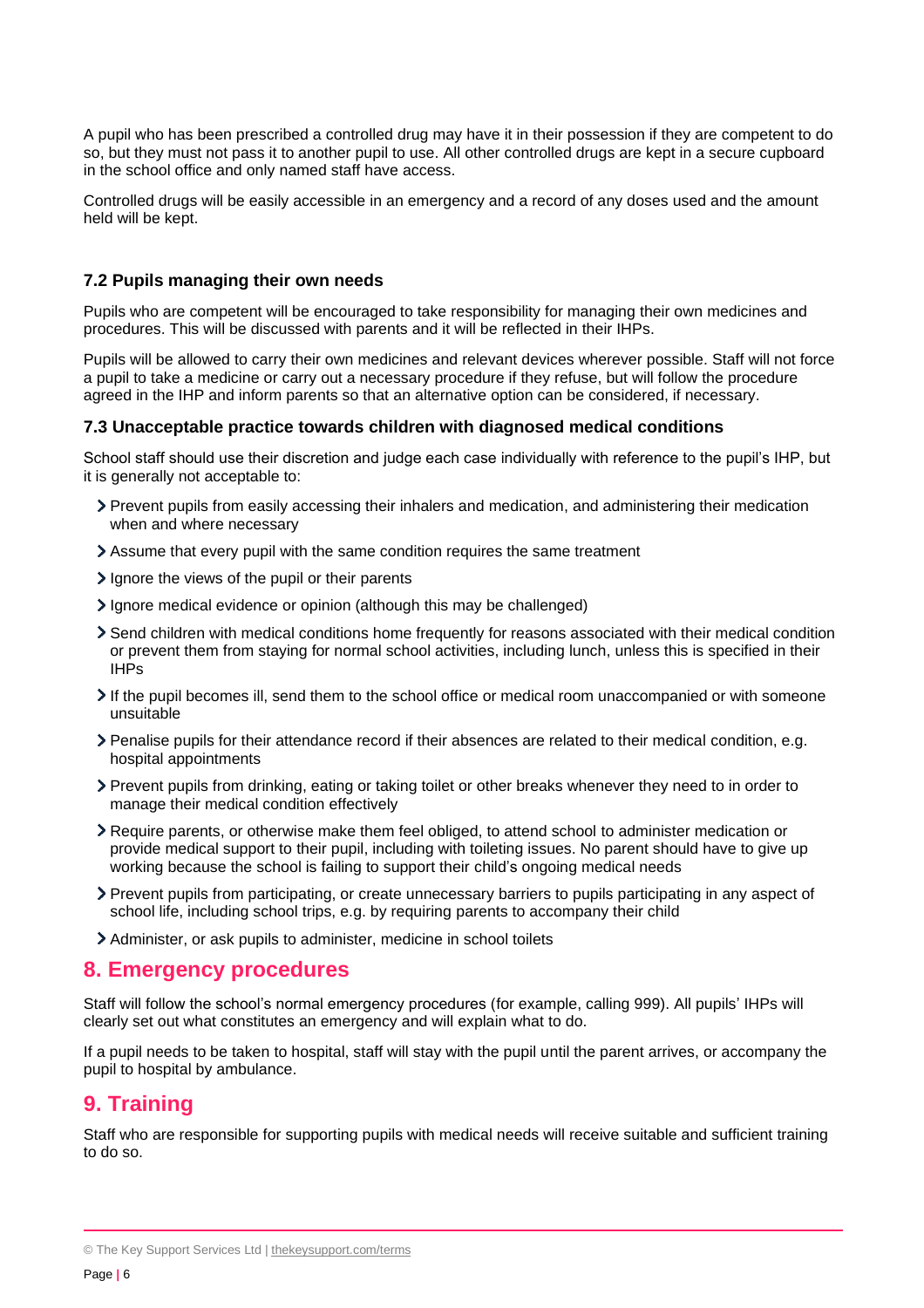A pupil who has been prescribed a controlled drug may have it in their possession if they are competent to do so, but they must not pass it to another pupil to use. All other controlled drugs are kept in a secure cupboard in the school office and only named staff have access.

Controlled drugs will be easily accessible in an emergency and a record of any doses used and the amount held will be kept.

### 7.2 Pupils managing their own needs

Pupils who are competent will be encouraged to take responsibility for managing their own medicines and procedures. This will be discussed with parents and it will be reflected in their IHPs.

Pupils will be allowed to carry their own medicines and relevant devices wherever possible. Staff will not force a pupil to take a medicine or carry out a necessary procedure if they refuse, but will follow the procedure agreed in the IHP and inform parents so that an alternative option can be considered, if necessary.

### 7.3 Unacceptable practice towards children with diagnosed medical conditions

School staff should use their discretion and judge each case individually with reference to the pupil's IHP, but it is generally not acceptable to:

- Prevent pupils from easily accessing their inhalers and medication, and administering their medication when and where necessary
- Assume that every pupil with the same condition requires the same treatment
- Ignore the views of the pupil or their parents
- Ignore medical evidence or opinion (although this may be challenged)
- Send children with medical conditions home frequently for reasons associated with their medical condition or prevent them from staying for normal school activities, including lunch, unless this is specified in their IHPs
- If the pupil becomes ill, send them to the school office or medical room unaccompanied or with someone unsuitable
- Penalise pupils for their attendance record if their absences are related to their medical condition, e.g. hospital appointments
- Prevent pupils from drinking, eating or taking toilet or other breaks whenever they need to in order to manage their medical condition effectively
- Require parents, or otherwise make them feel obliged, to attend school to administer medication or provide medical support to their pupil, including with toileting issues. No parent should have to give up working because the school is failing to support their child's ongoing medical needs
- Prevent pupils from participating, or create unnecessary barriers to pupils participating in any aspect of school life, including school trips, e.g. by requiring parents to accompany their child
- Administer, or ask pupils to administer, medicine in school toilets

## 8. Emergency procedures

Staff will follow the school's normal emergency procedures (for example, calling 999). All pupils' IHPs will clearly set out what constitutes an emergency and will explain what to do.

If a pupil needs to be taken to hospital, staff will stay with the pupil until the parent arrives, or accompany the pupil to hospital by ambulance.

## 9. Training

Staff who are responsible for supporting pupils with medical needs will receive suitable and sufficient training to do so.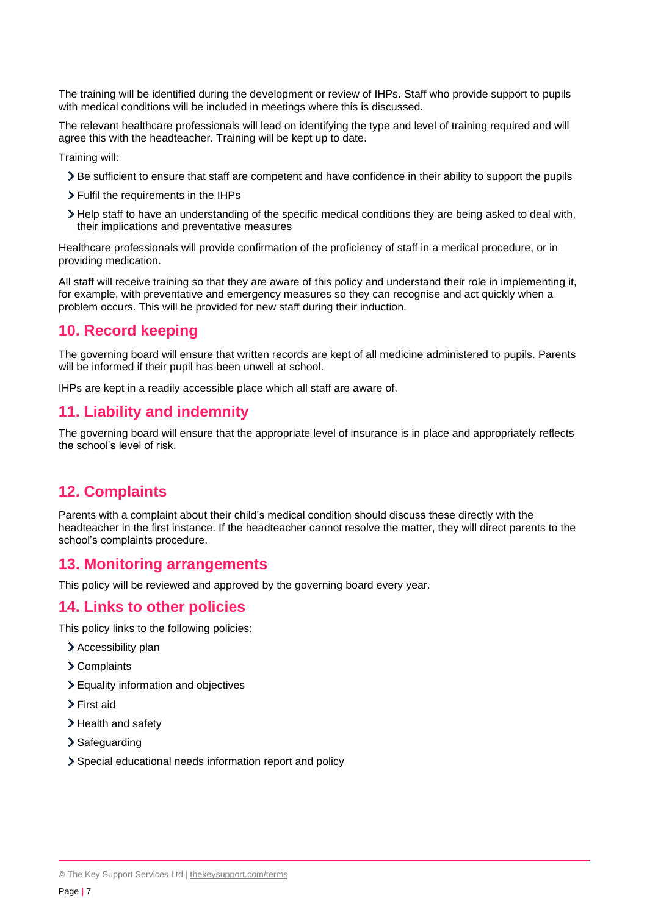The training will be identified during the development or review of IHPs. Staff who provide support to pupils with medical conditions will be included in meetings where this is discussed.

The relevant healthcare professionals will lead on identifying the type and level of training required and will agree this with the headteacher. Training will be kept up to date.

Training will:

- Be sufficient to ensure that staff are competent and have confidence in their ability to support the pupils
- Fulfil the requirements in the IHPs
- Help staff to have an understanding of the specific medical conditions they are being asked to deal with, their implications and preventative measures

Healthcare professionals will provide confirmation of the proficiency of staff in a medical procedure, or in providing medication.

All staff will receive training so that they are aware of this policy and understand their role in implementing it, for example, with preventative and emergency measures so they can recognise and act quickly when a problem occurs. This will be provided for new staff during their induction.

## 10. Record keeping

The governing board will ensure that written records are kept of all medicine administered to pupils. Parents will be informed if their pupil has been unwell at school.

IHPs are kept in a readily accessible place which all staff are aware of.

## 11. Liability and indemnity

The governing board will ensure that the appropriate level of insurance is in place and appropriately reflects the school's level of risk.

## 12. Complaints

Parents with a complaint about their child's medical condition should discuss these directly with the headteacher in the first instance. If the headteacher cannot resolve the matter, they will direct parents to the school's complaints procedure.

## 13. Monitoring arrangements

This policy will be reviewed and approved by the governing board every year.

## 14. Links to other policies

This policy links to the following policies:

- Accessibility plan
- Complaints
- Equality information and objectives
- First aid
- Health and safety
- Safeguarding
- Special educational needs information report and policy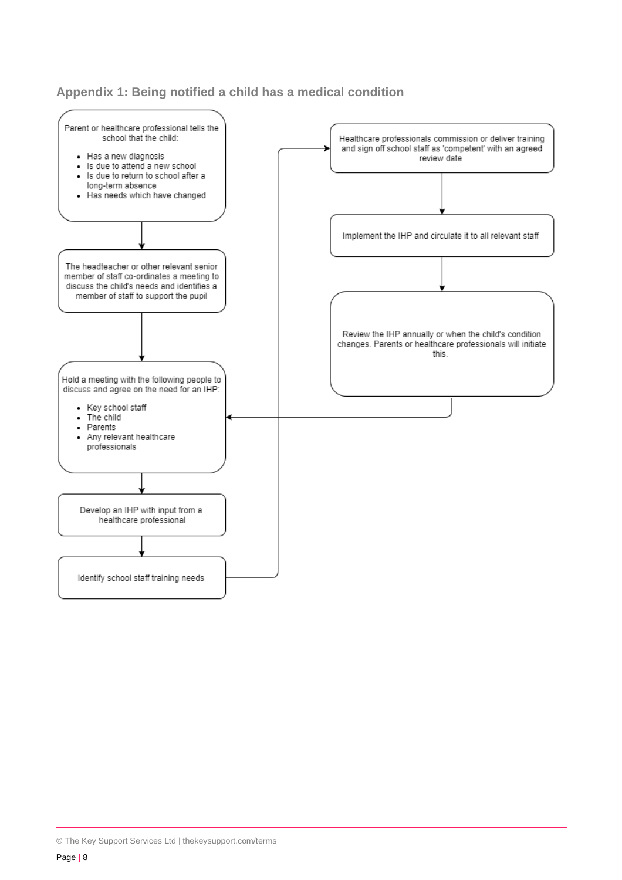## Appendix 1: Being notified a child has a medical condition

Parent or healthcare professional tells the school that the child:

- Has a new diagnosis
- Is due to attend a new school
- Is due to return to school after a long-term absence
- Has needs which have changed

↓

The headteacher or other relevant senior member of staff co-ordinates a meeting to discuss the child's needs and identifies a member of staff to support the pupil

↓

Hold a meeting with the following people to discuss and agree on the need for an IHP:

- Key school staff
- The child
- Parents
- Any relevant healthcare professionals

↓

Develop an IHP with input from a healthcare professional

↓

Identify school staff training needs

↓

Healthcare professionals commission or deliver training and sign off school staff as 'competent' with an agreed review date

↓

Implement the IHP and circulate it to all relevant staff

↓

Review the IHP annually or when the child's condition changes. Parents or healthcare professionals will initiate this.

↓ (returns to "Hold a meeting with the following people to discuss and agree on the need for an IHP")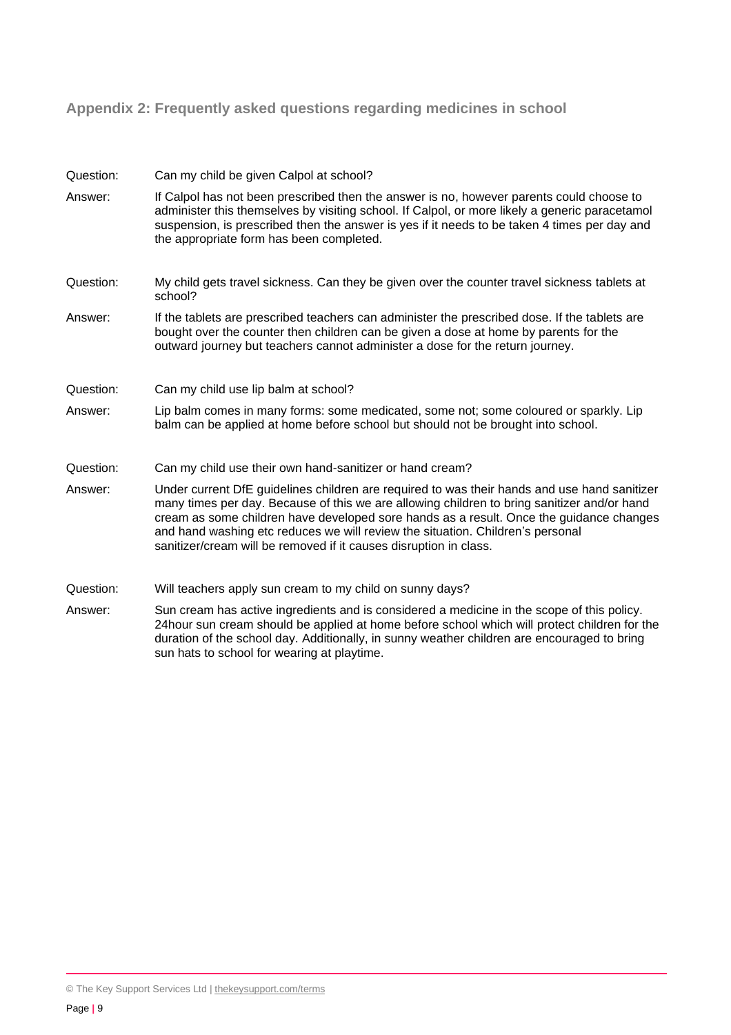## Appendix 2: Frequently asked questions regarding medicines in school

**Question:** Can my child be given Calpol at school?

**Answer:** If Calpol has not been prescribed then the answer is no, however parents could choose to administer this themselves by visiting school. If Calpol, or more likely a generic paracetamol suspension, is prescribed then the answer is yes if it needs to be taken 4 times per day and the appropriate form has been completed.

**Question:** My child gets travel sickness. Can they be given over the counter travel sickness tablets at school?

**Answer:** If the tablets are prescribed teachers can administer the prescribed dose. If the tablets are bought over the counter then children can be given a dose at home by parents for the outward journey but teachers cannot administer a dose for the return journey.

**Question:** Can my child use lip balm at school?

**Answer:** Lip balm comes in many forms: some medicated, some not; some coloured or sparkly. Lip balm can be applied at home before school but should not be brought into school.

**Question:** Can my child use their own hand-sanitizer or hand cream?

**Answer:** Under current DfE guidelines children are required to was their hands and use hand sanitizer many times per day. Because of this we are allowing children to bring sanitizer and/or hand cream as some children have developed sore hands as a result. Once the guidance changes and hand washing etc reduces we will review the situation. Children's personal sanitizer/cream will be removed if it causes disruption in class.

**Question:** Will teachers apply sun cream to my child on sunny days?

**Answer:** Sun cream has active ingredients and is considered a medicine in the scope of this policy. 24hour sun cream should be applied at home before school which will protect children for the duration of the school day. Additionally, in sunny weather children are encouraged to bring sun hats to school for wearing at playtime.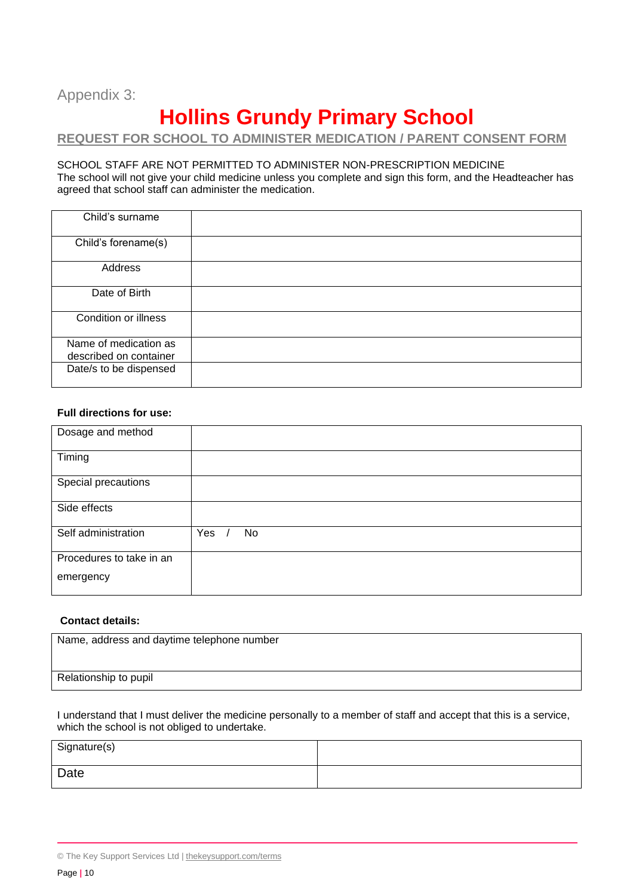Appendix 3:

# Hollins Grundy Primary School

## REQUEST FOR SCHOOL TO ADMINISTER MEDICATION / PARENT CONSENT FORM

SCHOOL STAFF ARE NOT PERMITTED TO ADMINISTER NON-PRESCRIPTION MEDICINE
The school will not give your child medicine unless you complete and sign this form, and the Headteacher has agreed that school staff can administer the medication.

| | |
|---|---|
| Child's surname | |
| Child's forename(s) | |
| Address | |
| Date of Birth | |
| Condition or illness | |
| Name of medication as described on container | |
| Date/s to be dispensed | |

**Full directions for use:**

| | |
|---|---|
| Dosage and method | |
| Timing | |
| Special precautions | |
| Side effects | |
| Self administration | Yes / No |
| Procedures to take in an emergency | |

**Contact details:**

| |
|---|
| Name, address and daytime telephone number |
| Relationship to pupil |

I understand that I must deliver the medicine personally to a member of staff and accept that this is a service, which the school is not obliged to undertake.

| | |
|---|---|
| Signature(s) | |
| Date | |

© The Key Support Services Ltd | thekeysupport.com/terms